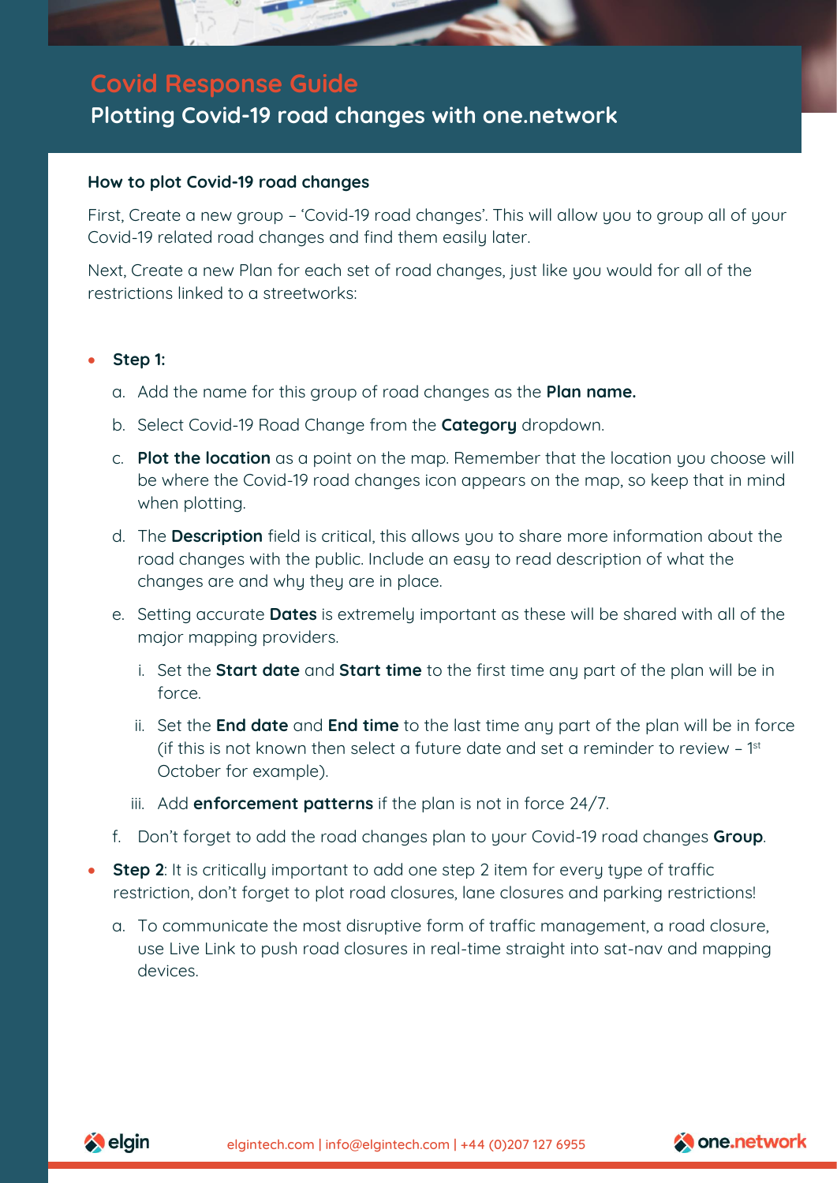# Covid Response Guide

## Plotting Covid-19 road changes with one.network

### How to plot Covid-19 road changes

First, Create a new group – 'Covid-19 road changes'. This will allow you to group all of your Covid-19 related road changes and find them easily later.

Next, Create a new Plan for each set of road changes, just like you would for all of the restrictions linked to a streetworks:

- **Step 1:**
  - a. Add the name for this group of road changes as the **Plan name.**
  - b. Select Covid-19 Road Change from the **Category** dropdown.
  - c. **Plot the location** as a point on the map. Remember that the location you choose will be where the Covid-19 road changes icon appears on the map, so keep that in mind when plotting.
  - d. The **Description** field is critical, this allows you to share more information about the road changes with the public. Include an easy to read description of what the changes are and why they are in place.
  - e. Setting accurate **Dates** is extremely important as these will be shared with all of the major mapping providers.
    - i. Set the **Start date** and **Start time** to the first time any part of the plan will be in force.
    - ii. Set the **End date** and **End time** to the last time any part of the plan will be in force (if this is not known then select a future date and set a reminder to review – 1st October for example).
    - iii. Add **enforcement patterns** if the plan is not in force 24/7.
  - f. Don't forget to add the road changes plan to your Covid-19 road changes **Group**.
- **Step 2**: It is critically important to add one step 2 item for every type of traffic restriction, don't forget to plot road closures, lane closures and parking restrictions!
  - a. To communicate the most disruptive form of traffic management, a road closure, use Live Link to push road closures in real-time straight into sat-nav and mapping devices.

elgintech.com | info@elgintech.com | +44 (0)207 127 6955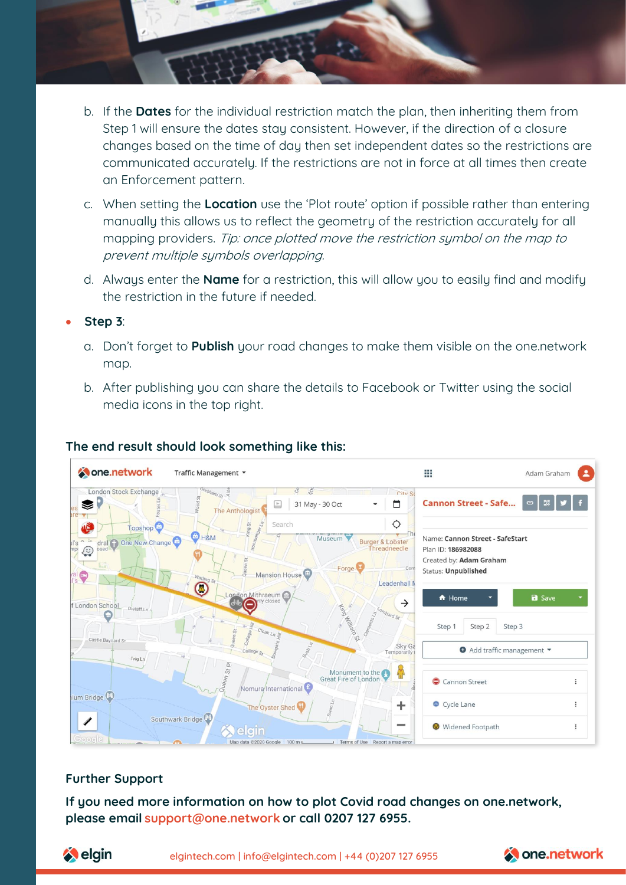b. If the **Dates** for the individual restriction match the plan, then inheriting them from Step 1 will ensure the dates stay consistent. However, if the direction of a closure changes based on the time of day then set independent dates so the restrictions are communicated accurately. If the restrictions are not in force at all times then create an Enforcement pattern.

c. When setting the **Location** use the 'Plot route' option if possible rather than entering manually this allows us to reflect the geometry of the restriction accurately for all mapping providers. *Tip: once plotted move the restriction symbol on the map to prevent multiple symbols overlapping.*

d. Always enter the **Name** for a restriction, this will allow you to easily find and modify the restriction in the future if needed.

- **Step 3**:

  a. Don't forget to **Publish** your road changes to make them visible on the one.network map.

  b. After publishing you can share the details to Facebook or Twitter using the social media icons in the top right.

### The end result should look something like this:

### Further Support

**If you need more information on how to plot Covid road changes on one.network, please email support@one.network or call 0207 127 6955.**

elgintech.com | info@elgintech.com | +44 (0)207 127 6955